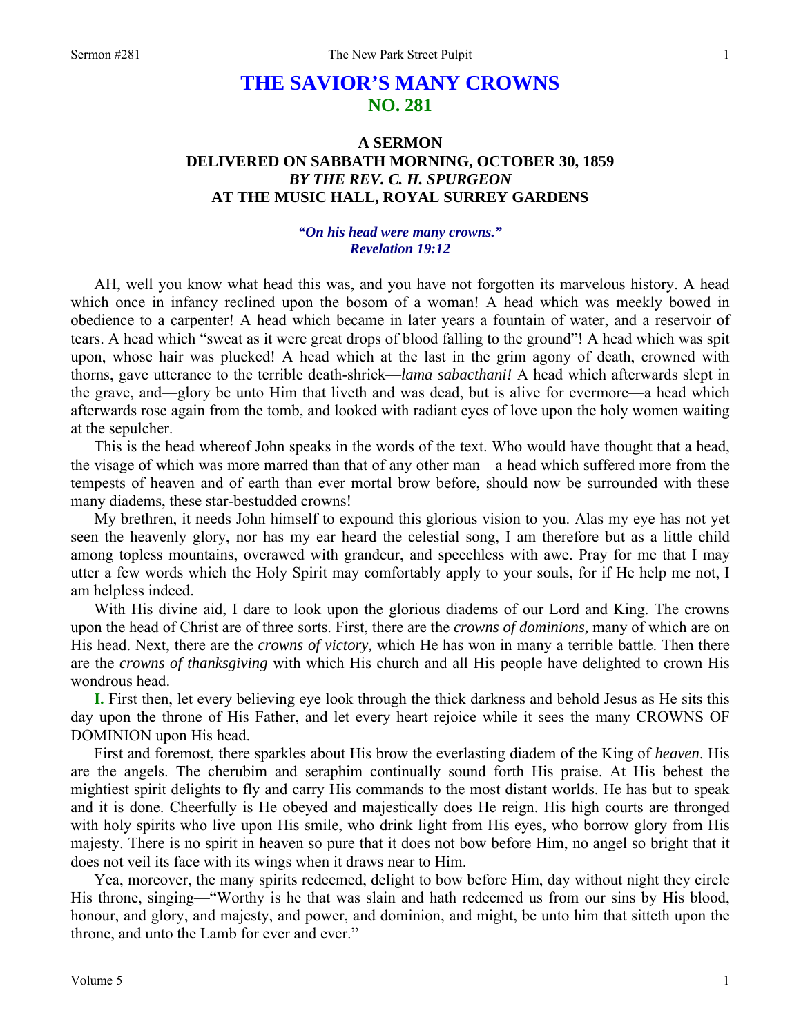# THE SAVIOR'S MANY CROWNS
## NO. 281

### A SERMON
### DELIVERED ON SABBATH MORNING, OCTOBER 30, 1859
### *BY THE REV. C. H. SPURGEON*
### AT THE MUSIC HALL, ROYAL SURREY GARDENS

***"On his head were many crowns." Revelation 19:12***

AH, well you know what head this was, and you have not forgotten its marvelous history. A head which once in infancy reclined upon the bosom of a woman! A head which was meekly bowed in obedience to a carpenter! A head which became in later years a fountain of water, and a reservoir of tears. A head which "sweat as it were great drops of blood falling to the ground"! A head which was spit upon, whose hair was plucked! A head which at the last in the grim agony of death, crowned with thorns, gave utterance to the terrible death-shriek—*lama sabacthani!* A head which afterwards slept in the grave, and—glory be unto Him that liveth and was dead, but is alive for evermore—a head which afterwards rose again from the tomb, and looked with radiant eyes of love upon the holy women waiting at the sepulcher.

This is the head whereof John speaks in the words of the text. Who would have thought that a head, the visage of which was more marred than that of any other man—a head which suffered more from the tempests of heaven and of earth than ever mortal brow before, should now be surrounded with these many diadems, these star-bestudded crowns!

My brethren, it needs John himself to expound this glorious vision to you. Alas my eye has not yet seen the heavenly glory, nor has my ear heard the celestial song, I am therefore but as a little child among topless mountains, overawed with grandeur, and speechless with awe. Pray for me that I may utter a few words which the Holy Spirit may comfortably apply to your souls, for if He help me not, I am helpless indeed.

With His divine aid, I dare to look upon the glorious diadems of our Lord and King. The crowns upon the head of Christ are of three sorts. First, there are the *crowns of dominions,* many of which are on His head. Next, there are the *crowns of victory,* which He has won in many a terrible battle. Then there are the *crowns of thanksgiving* with which His church and all His people have delighted to crown His wondrous head.

**I.** First then, let every believing eye look through the thick darkness and behold Jesus as He sits this day upon the throne of His Father, and let every heart rejoice while it sees the many CROWNS OF DOMINION upon His head.

First and foremost, there sparkles about His brow the everlasting diadem of the King of *heaven*. His are the angels. The cherubim and seraphim continually sound forth His praise. At His behest the mightiest spirit delights to fly and carry His commands to the most distant worlds. He has but to speak and it is done. Cheerfully is He obeyed and majestically does He reign. His high courts are thronged with holy spirits who live upon His smile, who drink light from His eyes, who borrow glory from His majesty. There is no spirit in heaven so pure that it does not bow before Him, no angel so bright that it does not veil its face with its wings when it draws near to Him.

Yea, moreover, the many spirits redeemed, delight to bow before Him, day without night they circle His throne, singing—"Worthy is he that was slain and hath redeemed us from our sins by His blood, honour, and glory, and majesty, and power, and dominion, and might, be unto him that sitteth upon the throne, and unto the Lamb for ever and ever."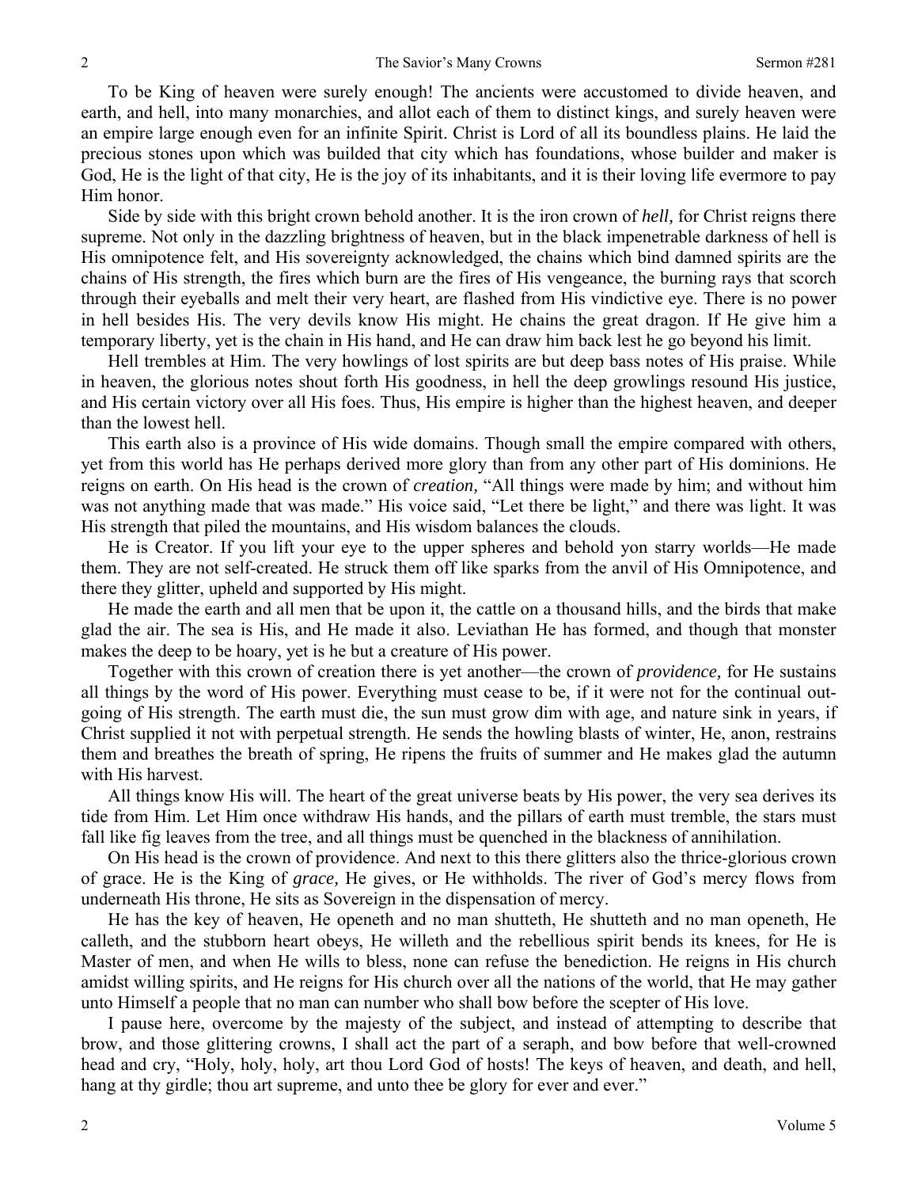To be King of heaven were surely enough! The ancients were accustomed to divide heaven, and earth, and hell, into many monarchies, and allot each of them to distinct kings, and surely heaven were an empire large enough even for an infinite Spirit. Christ is Lord of all its boundless plains. He laid the precious stones upon which was builded that city which has foundations, whose builder and maker is God, He is the light of that city, He is the joy of its inhabitants, and it is their loving life evermore to pay Him honor.

Side by side with this bright crown behold another. It is the iron crown of *hell,* for Christ reigns there supreme. Not only in the dazzling brightness of heaven, but in the black impenetrable darkness of hell is His omnipotence felt, and His sovereignty acknowledged, the chains which bind damned spirits are the chains of His strength, the fires which burn are the fires of His vengeance, the burning rays that scorch through their eyeballs and melt their very heart, are flashed from His vindictive eye. There is no power in hell besides His. The very devils know His might. He chains the great dragon. If He give him a temporary liberty, yet is the chain in His hand, and He can draw him back lest he go beyond his limit.

Hell trembles at Him. The very howlings of lost spirits are but deep bass notes of His praise. While in heaven, the glorious notes shout forth His goodness, in hell the deep growlings resound His justice, and His certain victory over all His foes. Thus, His empire is higher than the highest heaven, and deeper than the lowest hell.

This earth also is a province of His wide domains. Though small the empire compared with others, yet from this world has He perhaps derived more glory than from any other part of His dominions. He reigns on earth. On His head is the crown of *creation,* "All things were made by him; and without him was not anything made that was made." His voice said, "Let there be light," and there was light. It was His strength that piled the mountains, and His wisdom balances the clouds.

He is Creator. If you lift your eye to the upper spheres and behold yon starry worlds—He made them. They are not self-created. He struck them off like sparks from the anvil of His Omnipotence, and there they glitter, upheld and supported by His might.

He made the earth and all men that be upon it, the cattle on a thousand hills, and the birds that make glad the air. The sea is His, and He made it also. Leviathan He has formed, and though that monster makes the deep to be hoary, yet is he but a creature of His power.

Together with this crown of creation there is yet another—the crown of *providence,* for He sustains all things by the word of His power. Everything must cease to be, if it were not for the continual outgoing of His strength. The earth must die, the sun must grow dim with age, and nature sink in years, if Christ supplied it not with perpetual strength. He sends the howling blasts of winter, He, anon, restrains them and breathes the breath of spring, He ripens the fruits of summer and He makes glad the autumn with His harvest.

All things know His will. The heart of the great universe beats by His power, the very sea derives its tide from Him. Let Him once withdraw His hands, and the pillars of earth must tremble, the stars must fall like fig leaves from the tree, and all things must be quenched in the blackness of annihilation.

On His head is the crown of providence. And next to this there glitters also the thrice-glorious crown of grace. He is the King of *grace,* He gives, or He withholds. The river of God's mercy flows from underneath His throne, He sits as Sovereign in the dispensation of mercy.

He has the key of heaven, He openeth and no man shutteth, He shutteth and no man openeth, He calleth, and the stubborn heart obeys, He willeth and the rebellious spirit bends its knees, for He is Master of men, and when He wills to bless, none can refuse the benediction. He reigns in His church amidst willing spirits, and He reigns for His church over all the nations of the world, that He may gather unto Himself a people that no man can number who shall bow before the scepter of His love.

I pause here, overcome by the majesty of the subject, and instead of attempting to describe that brow, and those glittering crowns, I shall act the part of a seraph, and bow before that well-crowned head and cry, "Holy, holy, holy, art thou Lord God of hosts! The keys of heaven, and death, and hell, hang at thy girdle; thou art supreme, and unto thee be glory for ever and ever."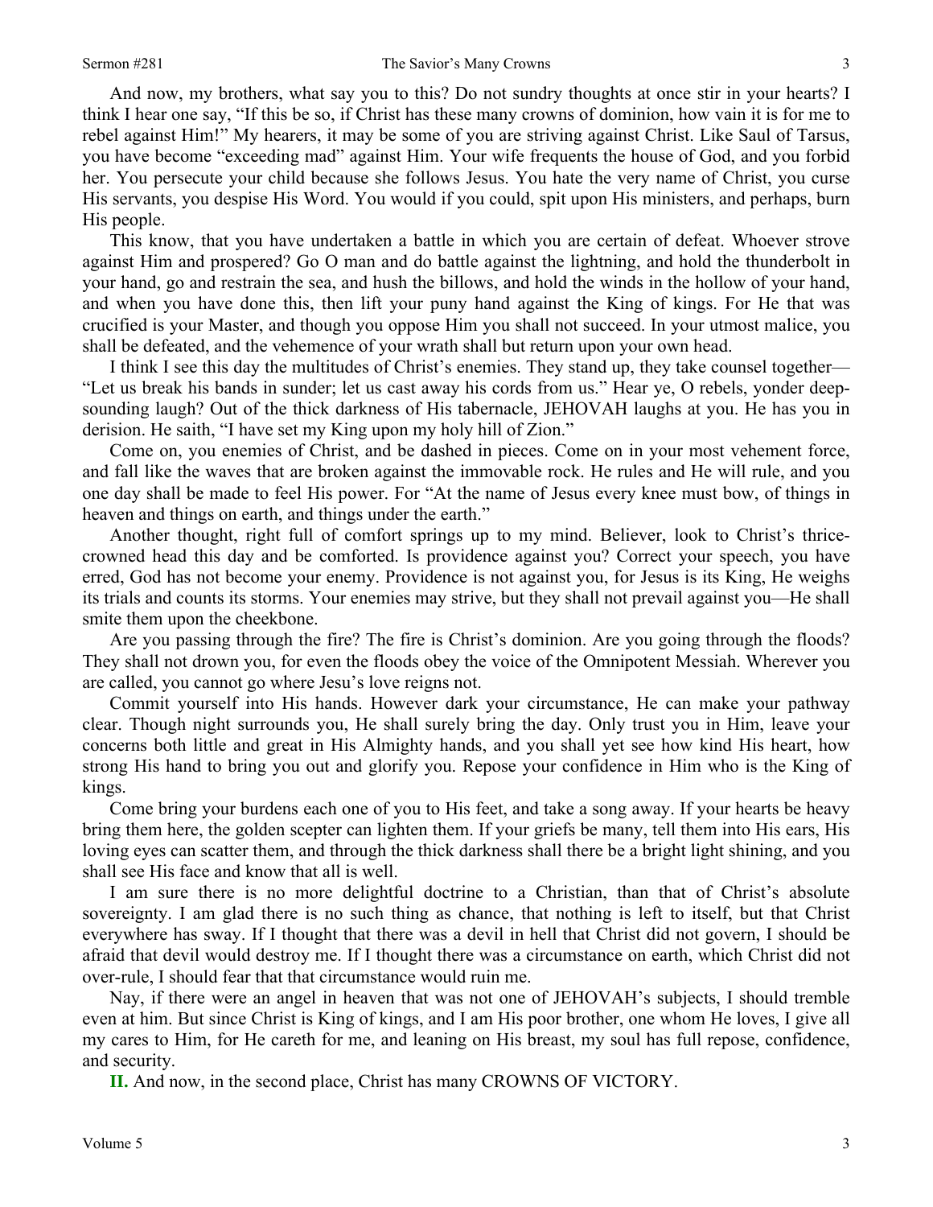And now, my brothers, what say you to this? Do not sundry thoughts at once stir in your hearts? I think I hear one say, "If this be so, if Christ has these many crowns of dominion, how vain it is for me to rebel against Him!" My hearers, it may be some of you are striving against Christ. Like Saul of Tarsus, you have become "exceeding mad" against Him. Your wife frequents the house of God, and you forbid her. You persecute your child because she follows Jesus. You hate the very name of Christ, you curse His servants, you despise His Word. You would if you could, spit upon His ministers, and perhaps, burn His people.

This know, that you have undertaken a battle in which you are certain of defeat. Whoever strove against Him and prospered? Go O man and do battle against the lightning, and hold the thunderbolt in your hand, go and restrain the sea, and hush the billows, and hold the winds in the hollow of your hand, and when you have done this, then lift your puny hand against the King of kings. For He that was crucified is your Master, and though you oppose Him you shall not succeed. In your utmost malice, you shall be defeated, and the vehemence of your wrath shall but return upon your own head.

I think I see this day the multitudes of Christ's enemies. They stand up, they take counsel together—"Let us break his bands in sunder; let us cast away his cords from us." Hear ye, O rebels, yonder deep-sounding laugh? Out of the thick darkness of His tabernacle, JEHOVAH laughs at you. He has you in derision. He saith, "I have set my King upon my holy hill of Zion."

Come on, you enemies of Christ, and be dashed in pieces. Come on in your most vehement force, and fall like the waves that are broken against the immovable rock. He rules and He will rule, and you one day shall be made to feel His power. For "At the name of Jesus every knee must bow, of things in heaven and things on earth, and things under the earth."

Another thought, right full of comfort springs up to my mind. Believer, look to Christ's thrice-crowned head this day and be comforted. Is providence against you? Correct your speech, you have erred, God has not become your enemy. Providence is not against you, for Jesus is its King, He weighs its trials and counts its storms. Your enemies may strive, but they shall not prevail against you—He shall smite them upon the cheekbone.

Are you passing through the fire? The fire is Christ's dominion. Are you going through the floods? They shall not drown you, for even the floods obey the voice of the Omnipotent Messiah. Wherever you are called, you cannot go where Jesu's love reigns not.

Commit yourself into His hands. However dark your circumstance, He can make your pathway clear. Though night surrounds you, He shall surely bring the day. Only trust you in Him, leave your concerns both little and great in His Almighty hands, and you shall yet see how kind His heart, how strong His hand to bring you out and glorify you. Repose your confidence in Him who is the King of kings.

Come bring your burdens each one of you to His feet, and take a song away. If your hearts be heavy bring them here, the golden scepter can lighten them. If your griefs be many, tell them into His ears, His loving eyes can scatter them, and through the thick darkness shall there be a bright light shining, and you shall see His face and know that all is well.

I am sure there is no more delightful doctrine to a Christian, than that of Christ's absolute sovereignty. I am glad there is no such thing as chance, that nothing is left to itself, but that Christ everywhere has sway. If I thought that there was a devil in hell that Christ did not govern, I should be afraid that devil would destroy me. If I thought there was a circumstance on earth, which Christ did not over-rule, I should fear that that circumstance would ruin me.

Nay, if there were an angel in heaven that was not one of JEHOVAH's subjects, I should tremble even at him. But since Christ is King of kings, and I am His poor brother, one whom He loves, I give all my cares to Him, for He careth for me, and leaning on His breast, my soul has full repose, confidence, and security.

**II.** And now, in the second place, Christ has many CROWNS OF VICTORY.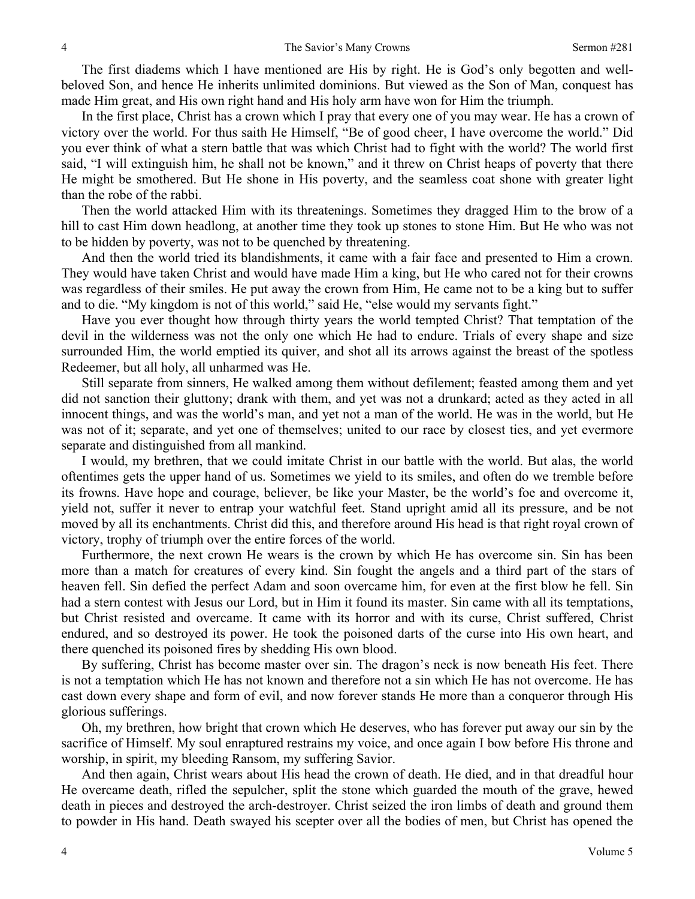The first diadems which I have mentioned are His by right. He is God's only begotten and well-beloved Son, and hence He inherits unlimited dominions. But viewed as the Son of Man, conquest has made Him great, and His own right hand and His holy arm have won for Him the triumph.

In the first place, Christ has a crown which I pray that every one of you may wear. He has a crown of victory over the world. For thus saith He Himself, "Be of good cheer, I have overcome the world." Did you ever think of what a stern battle that was which Christ had to fight with the world? The world first said, "I will extinguish him, he shall not be known," and it threw on Christ heaps of poverty that there He might be smothered. But He shone in His poverty, and the seamless coat shone with greater light than the robe of the rabbi.

Then the world attacked Him with its threatenings. Sometimes they dragged Him to the brow of a hill to cast Him down headlong, at another time they took up stones to stone Him. But He who was not to be hidden by poverty, was not to be quenched by threatening.

And then the world tried its blandishments, it came with a fair face and presented to Him a crown. They would have taken Christ and would have made Him a king, but He who cared not for their crowns was regardless of their smiles. He put away the crown from Him, He came not to be a king but to suffer and to die. "My kingdom is not of this world," said He, "else would my servants fight."

Have you ever thought how through thirty years the world tempted Christ? That temptation of the devil in the wilderness was not the only one which He had to endure. Trials of every shape and size surrounded Him, the world emptied its quiver, and shot all its arrows against the breast of the spotless Redeemer, but all holy, all unharmed was He.

Still separate from sinners, He walked among them without defilement; feasted among them and yet did not sanction their gluttony; drank with them, and yet was not a drunkard; acted as they acted in all innocent things, and was the world's man, and yet not a man of the world. He was in the world, but He was not of it; separate, and yet one of themselves; united to our race by closest ties, and yet evermore separate and distinguished from all mankind.

I would, my brethren, that we could imitate Christ in our battle with the world. But alas, the world oftentimes gets the upper hand of us. Sometimes we yield to its smiles, and often do we tremble before its frowns. Have hope and courage, believer, be like your Master, be the world's foe and overcome it, yield not, suffer it never to entrap your watchful feet. Stand upright amid all its pressure, and be not moved by all its enchantments. Christ did this, and therefore around His head is that right royal crown of victory, trophy of triumph over the entire forces of the world.

Furthermore, the next crown He wears is the crown by which He has overcome sin. Sin has been more than a match for creatures of every kind. Sin fought the angels and a third part of the stars of heaven fell. Sin defied the perfect Adam and soon overcame him, for even at the first blow he fell. Sin had a stern contest with Jesus our Lord, but in Him it found its master. Sin came with all its temptations, but Christ resisted and overcame. It came with its horror and with its curse, Christ suffered, Christ endured, and so destroyed its power. He took the poisoned darts of the curse into His own heart, and there quenched its poisoned fires by shedding His own blood.

By suffering, Christ has become master over sin. The dragon's neck is now beneath His feet. There is not a temptation which He has not known and therefore not a sin which He has not overcome. He has cast down every shape and form of evil, and now forever stands He more than a conqueror through His glorious sufferings.

Oh, my brethren, how bright that crown which He deserves, who has forever put away our sin by the sacrifice of Himself. My soul enraptured restrains my voice, and once again I bow before His throne and worship, in spirit, my bleeding Ransom, my suffering Savior.

And then again, Christ wears about His head the crown of death. He died, and in that dreadful hour He overcame death, rifled the sepulcher, split the stone which guarded the mouth of the grave, hewed death in pieces and destroyed the arch-destroyer. Christ seized the iron limbs of death and ground them to powder in His hand. Death swayed his scepter over all the bodies of men, but Christ has opened the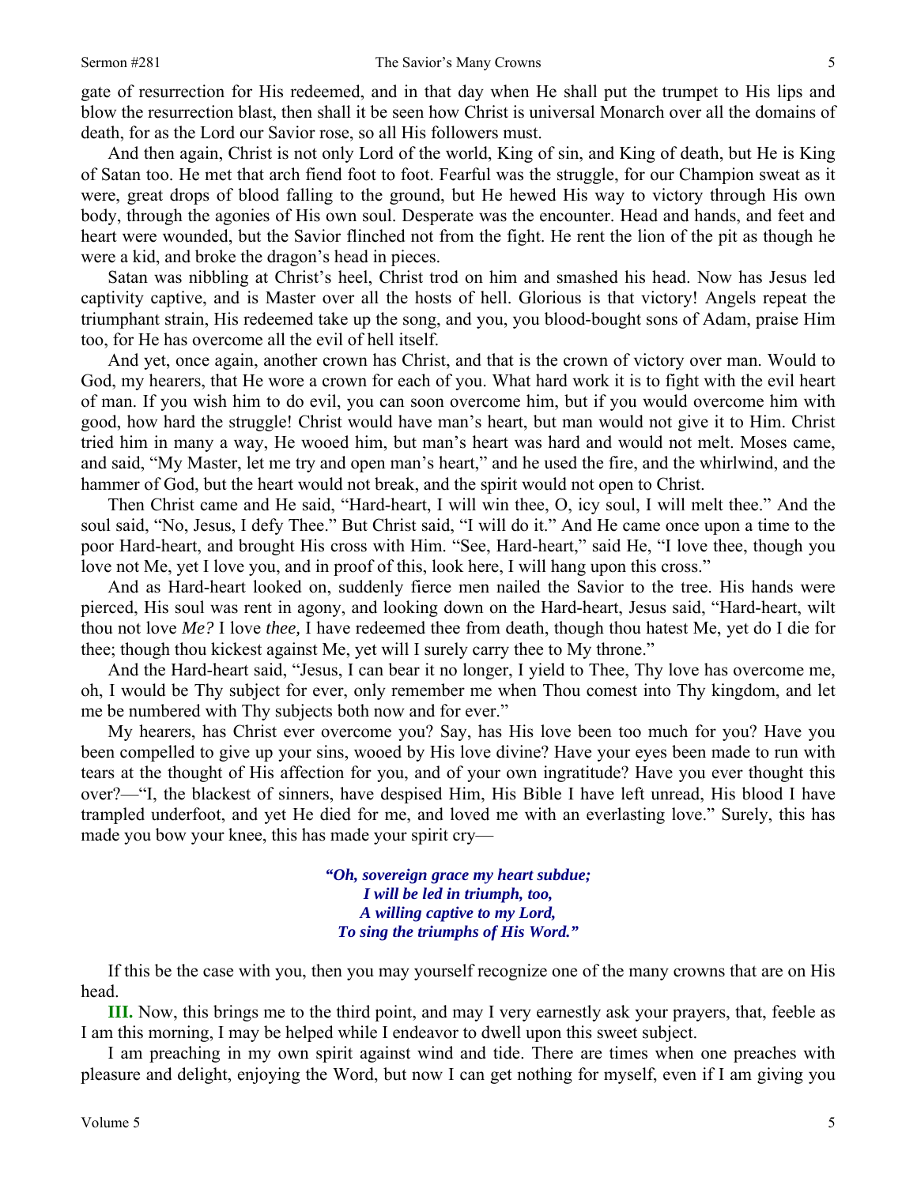gate of resurrection for His redeemed, and in that day when He shall put the trumpet to His lips and blow the resurrection blast, then shall it be seen how Christ is universal Monarch over all the domains of death, for as the Lord our Savior rose, so all His followers must.

And then again, Christ is not only Lord of the world, King of sin, and King of death, but He is King of Satan too. He met that arch fiend foot to foot. Fearful was the struggle, for our Champion sweat as it were, great drops of blood falling to the ground, but He hewed His way to victory through His own body, through the agonies of His own soul. Desperate was the encounter. Head and hands, and feet and heart were wounded, but the Savior flinched not from the fight. He rent the lion of the pit as though he were a kid, and broke the dragon's head in pieces.

Satan was nibbling at Christ's heel, Christ trod on him and smashed his head. Now has Jesus led captivity captive, and is Master over all the hosts of hell. Glorious is that victory! Angels repeat the triumphant strain, His redeemed take up the song, and you, you blood-bought sons of Adam, praise Him too, for He has overcome all the evil of hell itself.

And yet, once again, another crown has Christ, and that is the crown of victory over man. Would to God, my hearers, that He wore a crown for each of you. What hard work it is to fight with the evil heart of man. If you wish him to do evil, you can soon overcome him, but if you would overcome him with good, how hard the struggle! Christ would have man's heart, but man would not give it to Him. Christ tried him in many a way, He wooed him, but man's heart was hard and would not melt. Moses came, and said, "My Master, let me try and open man's heart," and he used the fire, and the whirlwind, and the hammer of God, but the heart would not break, and the spirit would not open to Christ.

Then Christ came and He said, "Hard-heart, I will win thee, O, icy soul, I will melt thee." And the soul said, "No, Jesus, I defy Thee." But Christ said, "I will do it." And He came once upon a time to the poor Hard-heart, and brought His cross with Him. "See, Hard-heart," said He, "I love thee, though you love not Me, yet I love you, and in proof of this, look here, I will hang upon this cross."

And as Hard-heart looked on, suddenly fierce men nailed the Savior to the tree. His hands were pierced, His soul was rent in agony, and looking down on the Hard-heart, Jesus said, "Hard-heart, wilt thou not love *Me?* I love *thee,* I have redeemed thee from death, though thou hatest Me, yet do I die for thee; though thou kickest against Me, yet will I surely carry thee to My throne."

And the Hard-heart said, "Jesus, I can bear it no longer, I yield to Thee, Thy love has overcome me, oh, I would be Thy subject for ever, only remember me when Thou comest into Thy kingdom, and let me be numbered with Thy subjects both now and for ever."

My hearers, has Christ ever overcome you? Say, has His love been too much for you? Have you been compelled to give up your sins, wooed by His love divine? Have your eyes been made to run with tears at the thought of His affection for you, and of your own ingratitude? Have you ever thought this over?—"I, the blackest of sinners, have despised Him, His Bible I have left unread, His blood I have trampled underfoot, and yet He died for me, and loved me with an everlasting love." Surely, this has made you bow your knee, this has made your spirit cry—

> ***"Oh, sovereign grace my heart subdue;***
> ***I will be led in triumph, too,***
> ***A willing captive to my Lord,***
> ***To sing the triumphs of His Word."***

If this be the case with you, then you may yourself recognize one of the many crowns that are on His head.

**III.** Now, this brings me to the third point, and may I very earnestly ask your prayers, that, feeble as I am this morning, I may be helped while I endeavor to dwell upon this sweet subject.

I am preaching in my own spirit against wind and tide. There are times when one preaches with pleasure and delight, enjoying the Word, but now I can get nothing for myself, even if I am giving you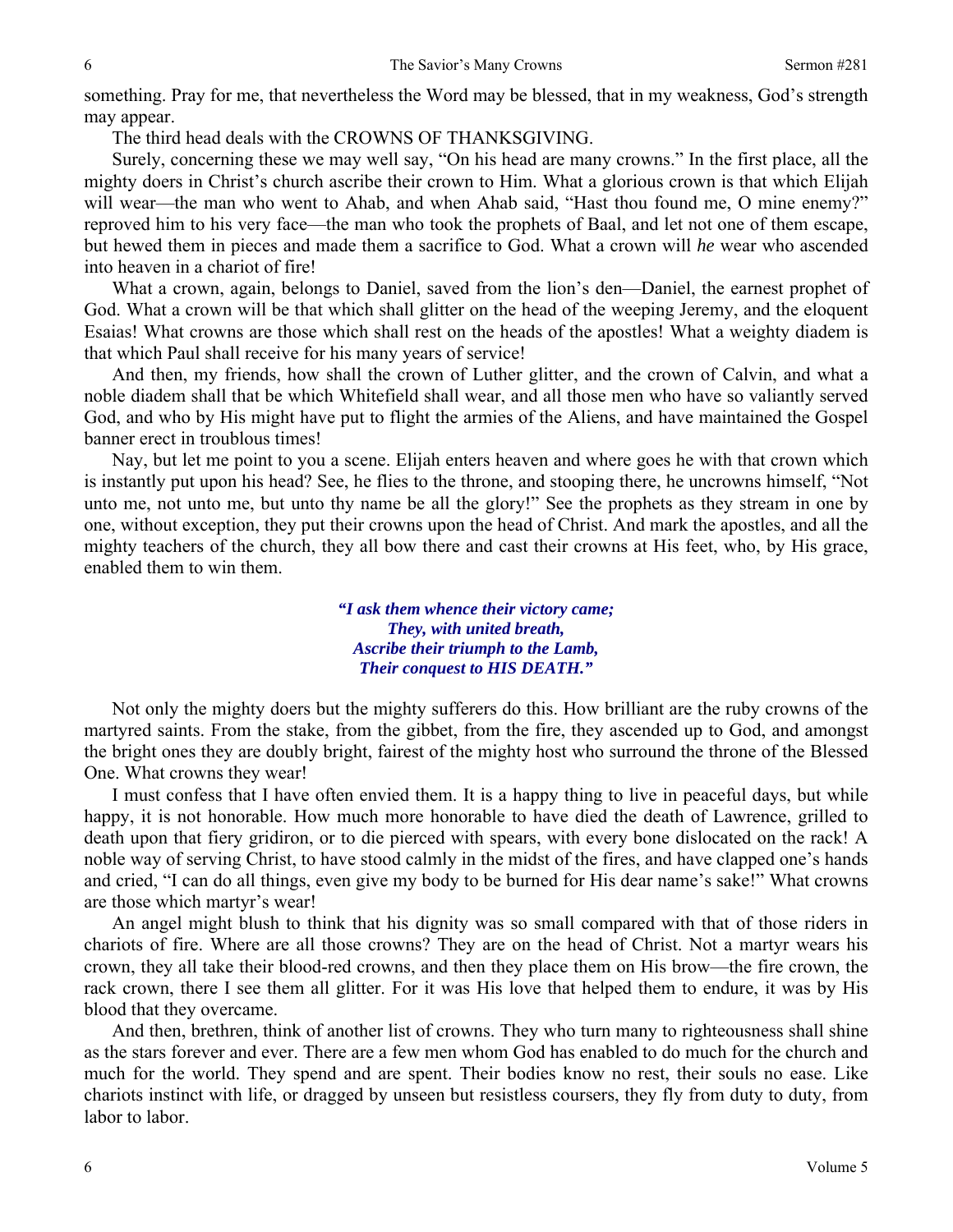something. Pray for me, that nevertheless the Word may be blessed, that in my weakness, God's strength may appear.

The third head deals with the CROWNS OF THANKSGIVING.

Surely, concerning these we may well say, "On his head are many crowns." In the first place, all the mighty doers in Christ's church ascribe their crown to Him. What a glorious crown is that which Elijah will wear—the man who went to Ahab, and when Ahab said, "Hast thou found me, O mine enemy?" reproved him to his very face—the man who took the prophets of Baal, and let not one of them escape, but hewed them in pieces and made them a sacrifice to God. What a crown will *he* wear who ascended into heaven in a chariot of fire!

What a crown, again, belongs to Daniel, saved from the lion's den—Daniel, the earnest prophet of God. What a crown will be that which shall glitter on the head of the weeping Jeremy, and the eloquent Esaias! What crowns are those which shall rest on the heads of the apostles! What a weighty diadem is that which Paul shall receive for his many years of service!

And then, my friends, how shall the crown of Luther glitter, and the crown of Calvin, and what a noble diadem shall that be which Whitefield shall wear, and all those men who have so valiantly served God, and who by His might have put to flight the armies of the Aliens, and have maintained the Gospel banner erect in troublous times!

Nay, but let me point to you a scene. Elijah enters heaven and where goes he with that crown which is instantly put upon his head? See, he flies to the throne, and stooping there, he uncrowns himself, "Not unto me, not unto me, but unto thy name be all the glory!" See the prophets as they stream in one by one, without exception, they put their crowns upon the head of Christ. And mark the apostles, and all the mighty teachers of the church, they all bow there and cast their crowns at His feet, who, by His grace, enabled them to win them.

> ***"I ask them whence their victory came;***
> ***They, with united breath,***
> ***Ascribe their triumph to the Lamb,***
> ***Their conquest to HIS DEATH."***

Not only the mighty doers but the mighty sufferers do this. How brilliant are the ruby crowns of the martyred saints. From the stake, from the gibbet, from the fire, they ascended up to God, and amongst the bright ones they are doubly bright, fairest of the mighty host who surround the throne of the Blessed One. What crowns they wear!

I must confess that I have often envied them. It is a happy thing to live in peaceful days, but while happy, it is not honorable. How much more honorable to have died the death of Lawrence, grilled to death upon that fiery gridiron, or to die pierced with spears, with every bone dislocated on the rack! A noble way of serving Christ, to have stood calmly in the midst of the fires, and have clapped one's hands and cried, "I can do all things, even give my body to be burned for His dear name's sake!" What crowns are those which martyr's wear!

An angel might blush to think that his dignity was so small compared with that of those riders in chariots of fire. Where are all those crowns? They are on the head of Christ. Not a martyr wears his crown, they all take their blood-red crowns, and then they place them on His brow—the fire crown, the rack crown, there I see them all glitter. For it was His love that helped them to endure, it was by His blood that they overcame.

And then, brethren, think of another list of crowns. They who turn many to righteousness shall shine as the stars forever and ever. There are a few men whom God has enabled to do much for the church and much for the world. They spend and are spent. Their bodies know no rest, their souls no ease. Like chariots instinct with life, or dragged by unseen but resistless coursers, they fly from duty to duty, from labor to labor.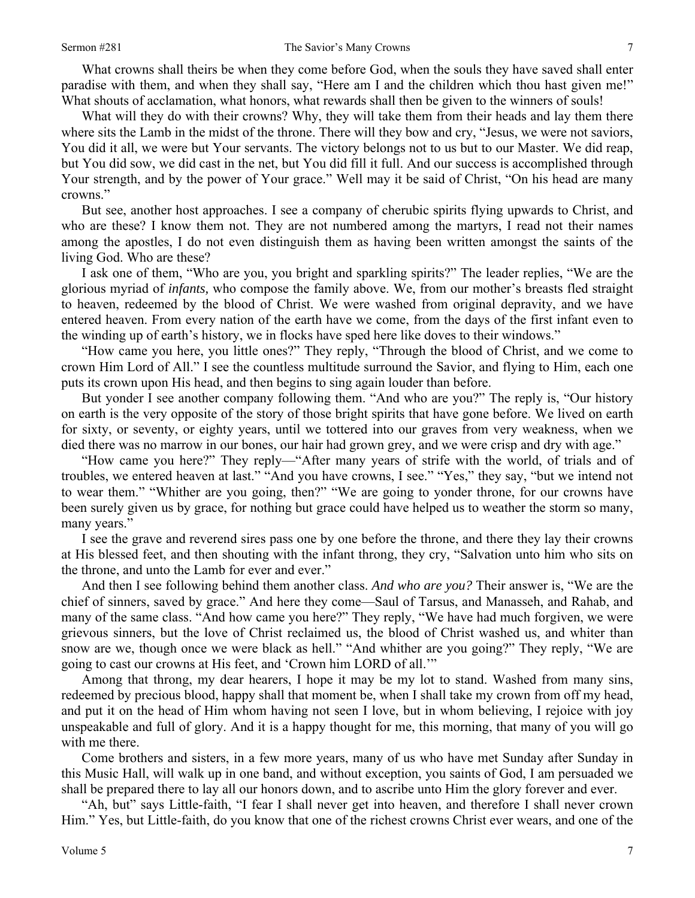What crowns shall theirs be when they come before God, when the souls they have saved shall enter paradise with them, and when they shall say, "Here am I and the children which thou hast given me!" What shouts of acclamation, what honors, what rewards shall then be given to the winners of souls!

What will they do with their crowns? Why, they will take them from their heads and lay them there where sits the Lamb in the midst of the throne. There will they bow and cry, "Jesus, we were not saviors, You did it all, we were but Your servants. The victory belongs not to us but to our Master. We did reap, but You did sow, we did cast in the net, but You did fill it full. And our success is accomplished through Your strength, and by the power of Your grace." Well may it be said of Christ, "On his head are many crowns."

But see, another host approaches. I see a company of cherubic spirits flying upwards to Christ, and who are these? I know them not. They are not numbered among the martyrs, I read not their names among the apostles, I do not even distinguish them as having been written amongst the saints of the living God. Who are these?

I ask one of them, "Who are you, you bright and sparkling spirits?" The leader replies, "We are the glorious myriad of *infants,* who compose the family above. We, from our mother's breasts fled straight to heaven, redeemed by the blood of Christ. We were washed from original depravity, and we have entered heaven. From every nation of the earth have we come, from the days of the first infant even to the winding up of earth's history, we in flocks have sped here like doves to their windows."

"How came you here, you little ones?" They reply, "Through the blood of Christ, and we come to crown Him Lord of All." I see the countless multitude surround the Savior, and flying to Him, each one puts its crown upon His head, and then begins to sing again louder than before.

But yonder I see another company following them. "And who are you?" The reply is, "Our history on earth is the very opposite of the story of those bright spirits that have gone before. We lived on earth for sixty, or seventy, or eighty years, until we tottered into our graves from very weakness, when we died there was no marrow in our bones, our hair had grown grey, and we were crisp and dry with age."

"How came you here?" They reply—"After many years of strife with the world, of trials and of troubles, we entered heaven at last." "And you have crowns, I see." "Yes," they say, "but we intend not to wear them." "Whither are you going, then?" "We are going to yonder throne, for our crowns have been surely given us by grace, for nothing but grace could have helped us to weather the storm so many, many years."

I see the grave and reverend sires pass one by one before the throne, and there they lay their crowns at His blessed feet, and then shouting with the infant throng, they cry, "Salvation unto him who sits on the throne, and unto the Lamb for ever and ever."

And then I see following behind them another class. *And who are you?* Their answer is, "We are the chief of sinners, saved by grace." And here they come—Saul of Tarsus, and Manasseh, and Rahab, and many of the same class. "And how came you here?" They reply, "We have had much forgiven, we were grievous sinners, but the love of Christ reclaimed us, the blood of Christ washed us, and whiter than snow are we, though once we were black as hell." "And whither are you going?" They reply, "We are going to cast our crowns at His feet, and 'Crown him LORD of all.'"

Among that throng, my dear hearers, I hope it may be my lot to stand. Washed from many sins, redeemed by precious blood, happy shall that moment be, when I shall take my crown from off my head, and put it on the head of Him whom having not seen I love, but in whom believing, I rejoice with joy unspeakable and full of glory. And it is a happy thought for me, this morning, that many of you will go with me there.

Come brothers and sisters, in a few more years, many of us who have met Sunday after Sunday in this Music Hall, will walk up in one band, and without exception, you saints of God, I am persuaded we shall be prepared there to lay all our honors down, and to ascribe unto Him the glory forever and ever.

"Ah, but" says Little-faith, "I fear I shall never get into heaven, and therefore I shall never crown Him." Yes, but Little-faith, do you know that one of the richest crowns Christ ever wears, and one of the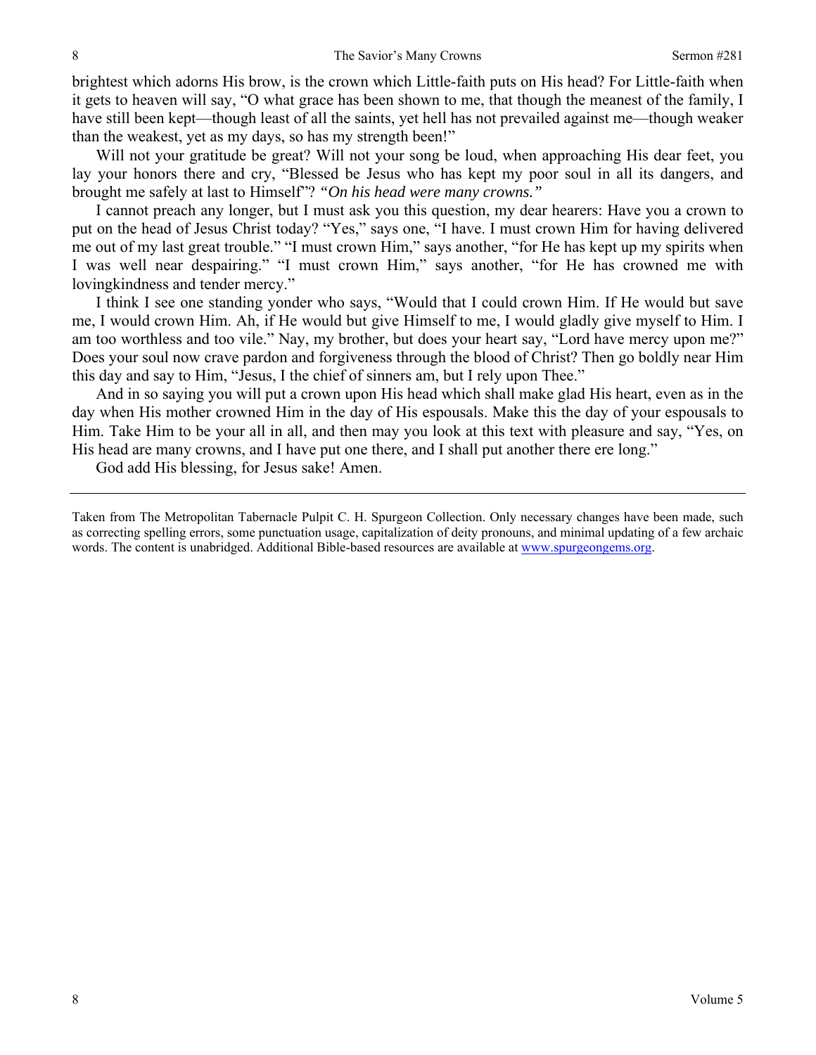brightest which adorns His brow, is the crown which Little-faith puts on His head? For Little-faith when it gets to heaven will say, "O what grace has been shown to me, that though the meanest of the family, I have still been kept—though least of all the saints, yet hell has not prevailed against me—though weaker than the weakest, yet as my days, so has my strength been!"

Will not your gratitude be great? Will not your song be loud, when approaching His dear feet, you lay your honors there and cry, "Blessed be Jesus who has kept my poor soul in all its dangers, and brought me safely at last to Himself"? *"On his head were many crowns."*

I cannot preach any longer, but I must ask you this question, my dear hearers: Have you a crown to put on the head of Jesus Christ today? "Yes," says one, "I have. I must crown Him for having delivered me out of my last great trouble." "I must crown Him," says another, "for He has kept up my spirits when I was well near despairing." "I must crown Him," says another, "for He has crowned me with lovingkindness and tender mercy."

I think I see one standing yonder who says, "Would that I could crown Him. If He would but save me, I would crown Him. Ah, if He would but give Himself to me, I would gladly give myself to Him. I am too worthless and too vile." Nay, my brother, but does your heart say, "Lord have mercy upon me?" Does your soul now crave pardon and forgiveness through the blood of Christ? Then go boldly near Him this day and say to Him, "Jesus, I the chief of sinners am, but I rely upon Thee."

And in so saying you will put a crown upon His head which shall make glad His heart, even as in the day when His mother crowned Him in the day of His espousals. Make this the day of your espousals to Him. Take Him to be your all in all, and then may you look at this text with pleasure and say, "Yes, on His head are many crowns, and I have put one there, and I shall put another there ere long."

God add His blessing, for Jesus sake! Amen.

---

Taken from The Metropolitan Tabernacle Pulpit C. H. Spurgeon Collection. Only necessary changes have been made, such as correcting spelling errors, some punctuation usage, capitalization of deity pronouns, and minimal updating of a few archaic words. The content is unabridged. Additional Bible-based resources are available at www.spurgeongems.org.